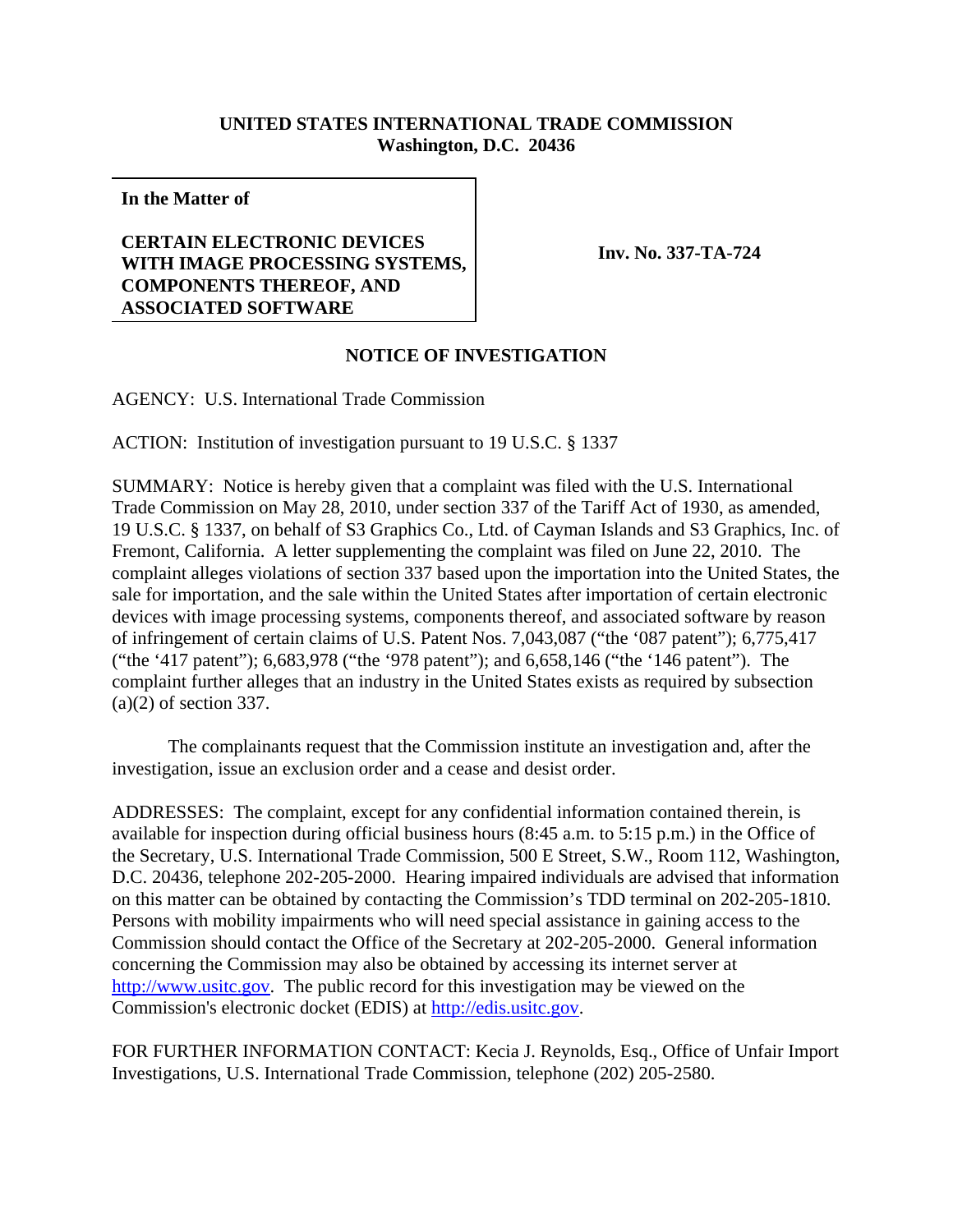**UNITED STATES INTERNATIONAL TRADE COMMISSION**
**Washington, D.C. 20436**

**In the Matter of**

**CERTAIN ELECTRONIC DEVICES WITH IMAGE PROCESSING SYSTEMS, COMPONENTS THEREOF, AND ASSOCIATED SOFTWARE**

**Inv. No. 337-TA-724**

## NOTICE OF INVESTIGATION

AGENCY: U.S. International Trade Commission

ACTION: Institution of investigation pursuant to 19 U.S.C. § 1337

SUMMARY: Notice is hereby given that a complaint was filed with the U.S. International Trade Commission on May 28, 2010, under section 337 of the Tariff Act of 1930, as amended, 19 U.S.C. § 1337, on behalf of S3 Graphics Co., Ltd. of Cayman Islands and S3 Graphics, Inc. of Fremont, California. A letter supplementing the complaint was filed on June 22, 2010. The complaint alleges violations of section 337 based upon the importation into the United States, the sale for importation, and the sale within the United States after importation of certain electronic devices with image processing systems, components thereof, and associated software by reason of infringement of certain claims of U.S. Patent Nos. 7,043,087 ("the '087 patent"); 6,775,417 ("the '417 patent"); 6,683,978 ("the '978 patent"); and 6,658,146 ("the '146 patent"). The complaint further alleges that an industry in the United States exists as required by subsection (a)(2) of section 337.

The complainants request that the Commission institute an investigation and, after the investigation, issue an exclusion order and a cease and desist order.

ADDRESSES: The complaint, except for any confidential information contained therein, is available for inspection during official business hours (8:45 a.m. to 5:15 p.m.) in the Office of the Secretary, U.S. International Trade Commission, 500 E Street, S.W., Room 112, Washington, D.C. 20436, telephone 202-205-2000. Hearing impaired individuals are advised that information on this matter can be obtained by contacting the Commission's TDD terminal on 202-205-1810. Persons with mobility impairments who will need special assistance in gaining access to the Commission should contact the Office of the Secretary at 202-205-2000. General information concerning the Commission may also be obtained by accessing its internet server at http://www.usitc.gov. The public record for this investigation may be viewed on the Commission's electronic docket (EDIS) at http://edis.usitc.gov.

FOR FURTHER INFORMATION CONTACT: Kecia J. Reynolds, Esq., Office of Unfair Import Investigations, U.S. International Trade Commission, telephone (202) 205-2580.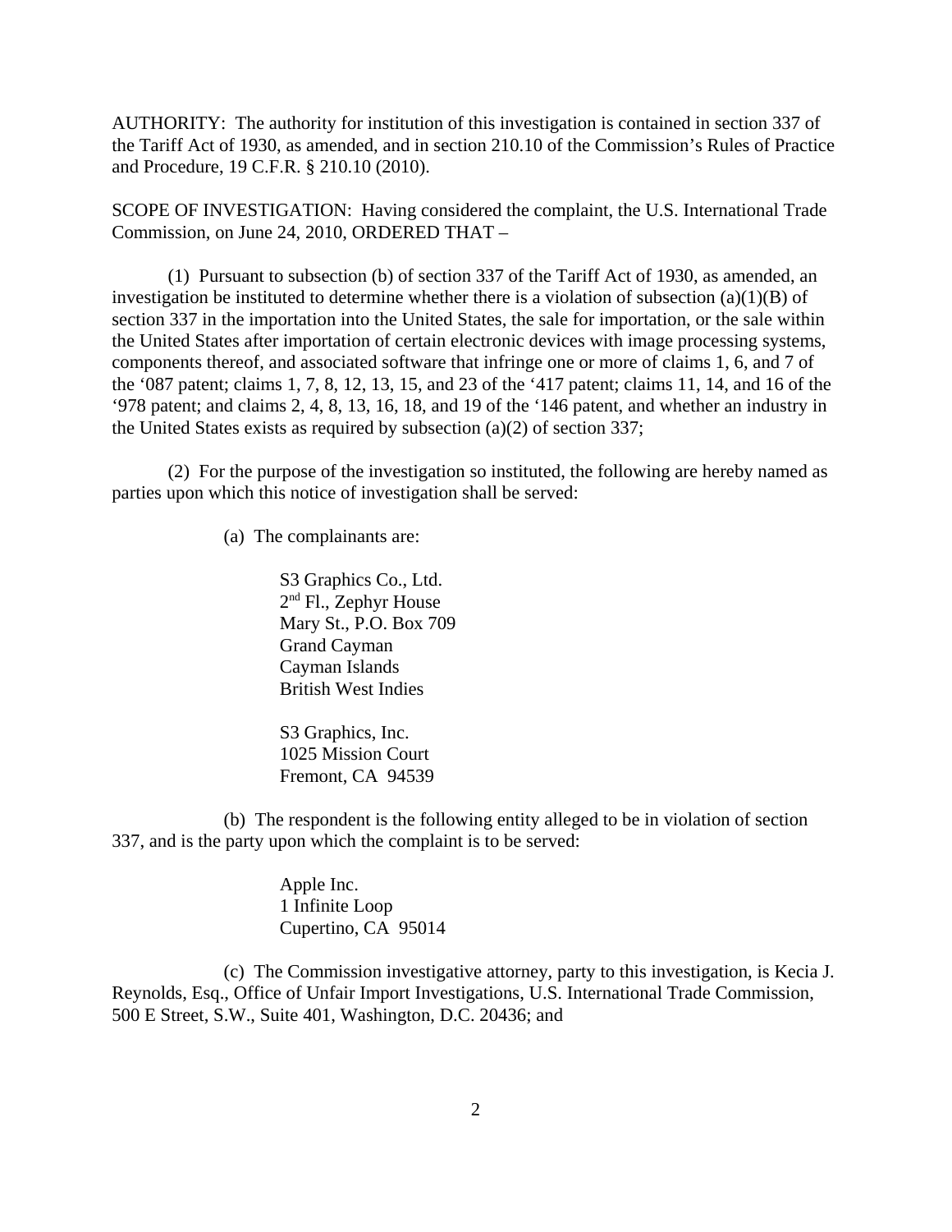AUTHORITY: The authority for institution of this investigation is contained in section 337 of the Tariff Act of 1930, as amended, and in section 210.10 of the Commission's Rules of Practice and Procedure, 19 C.F.R. § 210.10 (2010).

SCOPE OF INVESTIGATION: Having considered the complaint, the U.S. International Trade Commission, on June 24, 2010, ORDERED THAT –

(1) Pursuant to subsection (b) of section 337 of the Tariff Act of 1930, as amended, an investigation be instituted to determine whether there is a violation of subsection (a)(1)(B) of section 337 in the importation into the United States, the sale for importation, or the sale within the United States after importation of certain electronic devices with image processing systems, components thereof, and associated software that infringe one or more of claims 1, 6, and 7 of the '087 patent; claims 1, 7, 8, 12, 13, 15, and 23 of the '417 patent; claims 11, 14, and 16 of the '978 patent; and claims 2, 4, 8, 13, 16, 18, and 19 of the '146 patent, and whether an industry in the United States exists as required by subsection (a)(2) of section 337;

(2) For the purpose of the investigation so instituted, the following are hereby named as parties upon which this notice of investigation shall be served:

(a) The complainants are:

S3 Graphics Co., Ltd.
2nd Fl., Zephyr House
Mary St., P.O. Box 709
Grand Cayman
Cayman Islands
British West Indies

S3 Graphics, Inc.
1025 Mission Court
Fremont, CA 94539

(b) The respondent is the following entity alleged to be in violation of section 337, and is the party upon which the complaint is to be served:

Apple Inc.
1 Infinite Loop
Cupertino, CA 95014

(c) The Commission investigative attorney, party to this investigation, is Kecia J. Reynolds, Esq., Office of Unfair Import Investigations, U.S. International Trade Commission, 500 E Street, S.W., Suite 401, Washington, D.C. 20436; and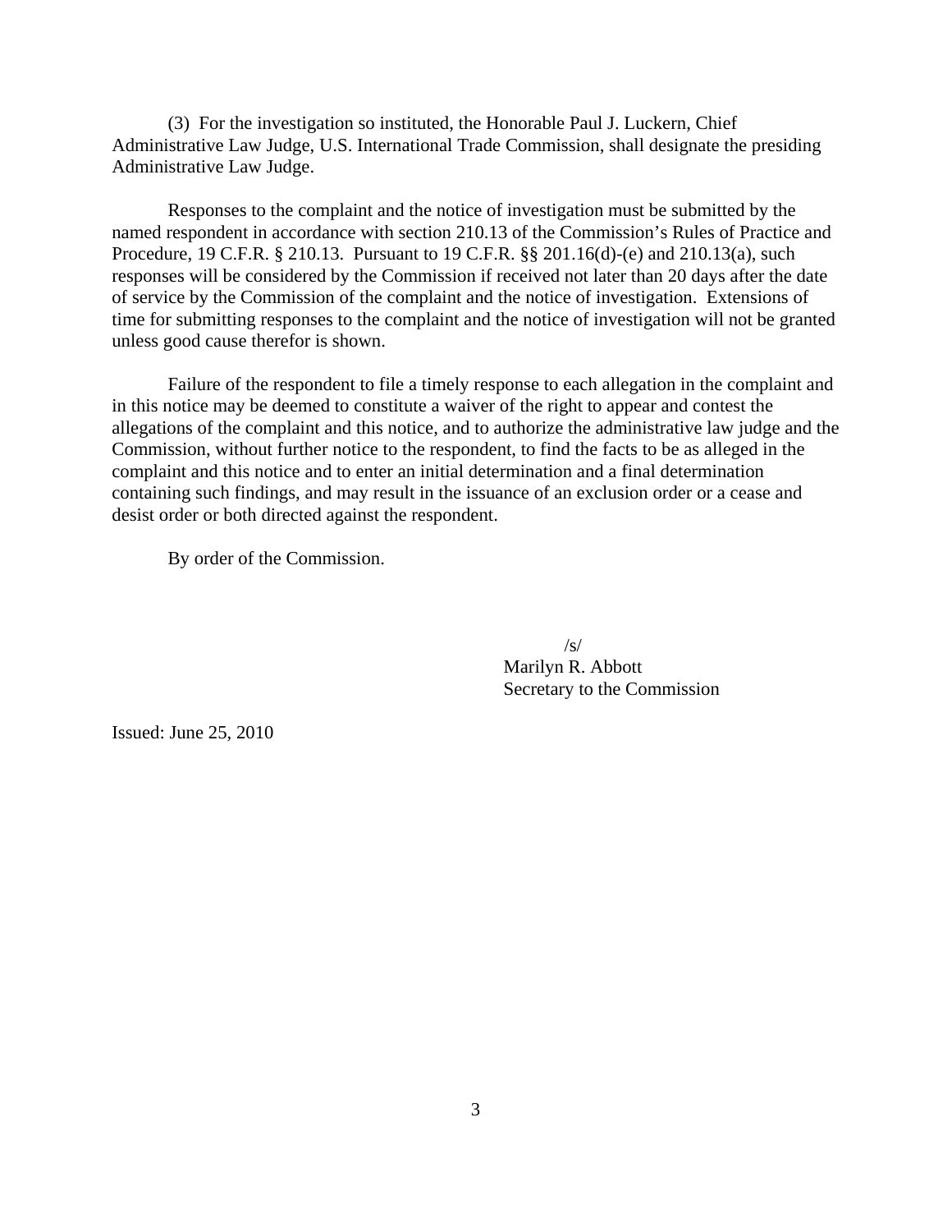(3) For the investigation so instituted, the Honorable Paul J. Luckern, Chief Administrative Law Judge, U.S. International Trade Commission, shall designate the presiding Administrative Law Judge.

Responses to the complaint and the notice of investigation must be submitted by the named respondent in accordance with section 210.13 of the Commission's Rules of Practice and Procedure, 19 C.F.R. § 210.13. Pursuant to 19 C.F.R. §§ 201.16(d)-(e) and 210.13(a), such responses will be considered by the Commission if received not later than 20 days after the date of service by the Commission of the complaint and the notice of investigation. Extensions of time for submitting responses to the complaint and the notice of investigation will not be granted unless good cause therefor is shown.

Failure of the respondent to file a timely response to each allegation in the complaint and in this notice may be deemed to constitute a waiver of the right to appear and contest the allegations of the complaint and this notice, and to authorize the administrative law judge and the Commission, without further notice to the respondent, to find the facts to be as alleged in the complaint and this notice and to enter an initial determination and a final determination containing such findings, and may result in the issuance of an exclusion order or a cease and desist order or both directed against the respondent.

By order of the Commission.

/s/
Marilyn R. Abbott
Secretary to the Commission

Issued: June 25, 2010